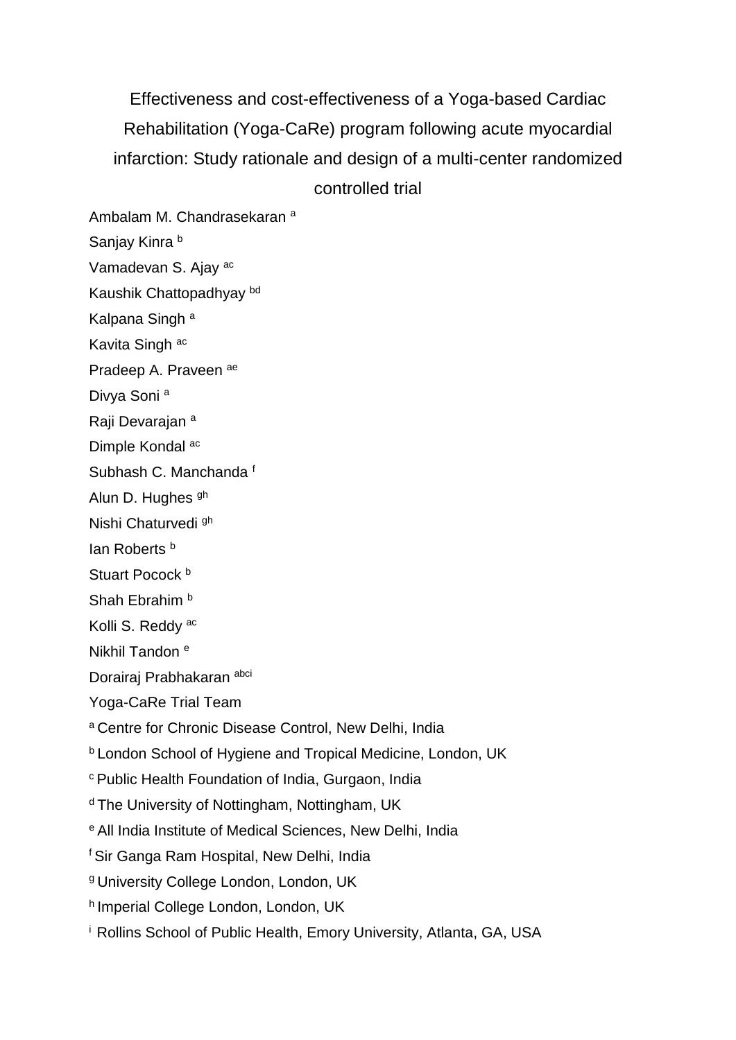# Effectiveness and cost-effectiveness of a Yoga-based Cardiac Rehabilitation (Yoga-CaRe) program following acute myocardial infarction: Study rationale and design of a multi-center randomized controlled trial

Ambalam M. Chandrasekaran [a]

Sanjay Kinra [b]

Vamadevan S. Ajay [ac]

Kaushik Chattopadhyay [bd]

Kalpana Singh [a]

Kavita Singh [ac]

Pradeep A. Praveen [ae]

Divya Soni [a]

Raji Devarajan [a]

Dimple Kondal [ac]

Subhash C. Manchanda [f]

Alun D. Hughes [gh]

Nishi Chaturvedi [gh]

Ian Roberts [b]

Stuart Pocock [b]

Shah Ebrahim [b]

Kolli S. Reddy [ac]

Nikhil Tandon [e]

Dorairaj Prabhakaran [abci]

Yoga-CaRe Trial Team

[a] Centre for Chronic Disease Control, New Delhi, India

[b] London School of Hygiene and Tropical Medicine, London, UK

[c] Public Health Foundation of India, Gurgaon, India

[d] The University of Nottingham, Nottingham, UK

[e] All India Institute of Medical Sciences, New Delhi, India

[f] Sir Ganga Ram Hospital, New Delhi, India

[g] University College London, London, UK

[h] Imperial College London, London, UK

[i] Rollins School of Public Health, Emory University, Atlanta, GA, USA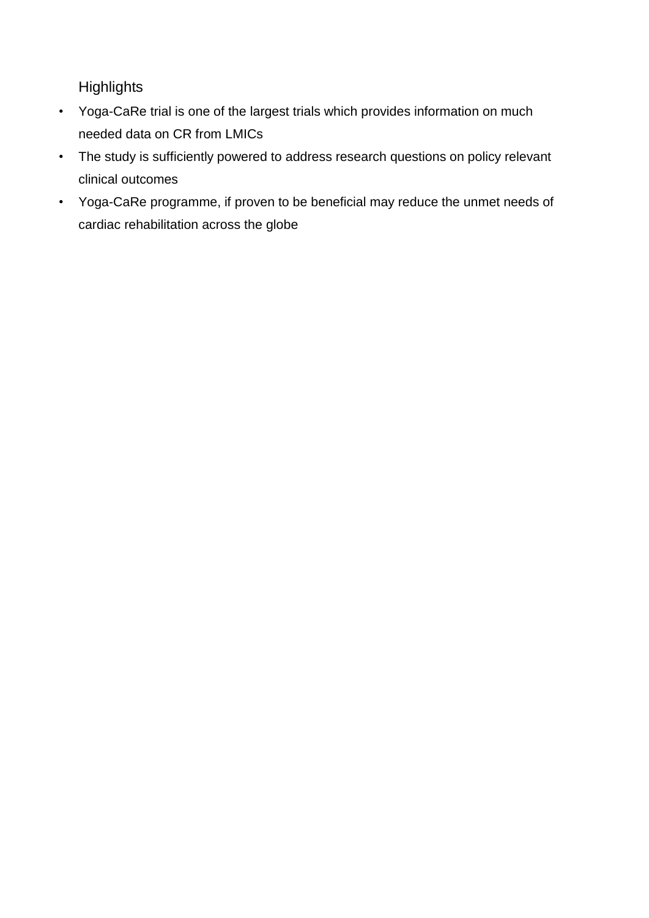## Highlights

- Yoga-CaRe trial is one of the largest trials which provides information on much needed data on CR from LMICs
- The study is sufficiently powered to address research questions on policy relevant clinical outcomes
- Yoga-CaRe programme, if proven to be beneficial may reduce the unmet needs of cardiac rehabilitation across the globe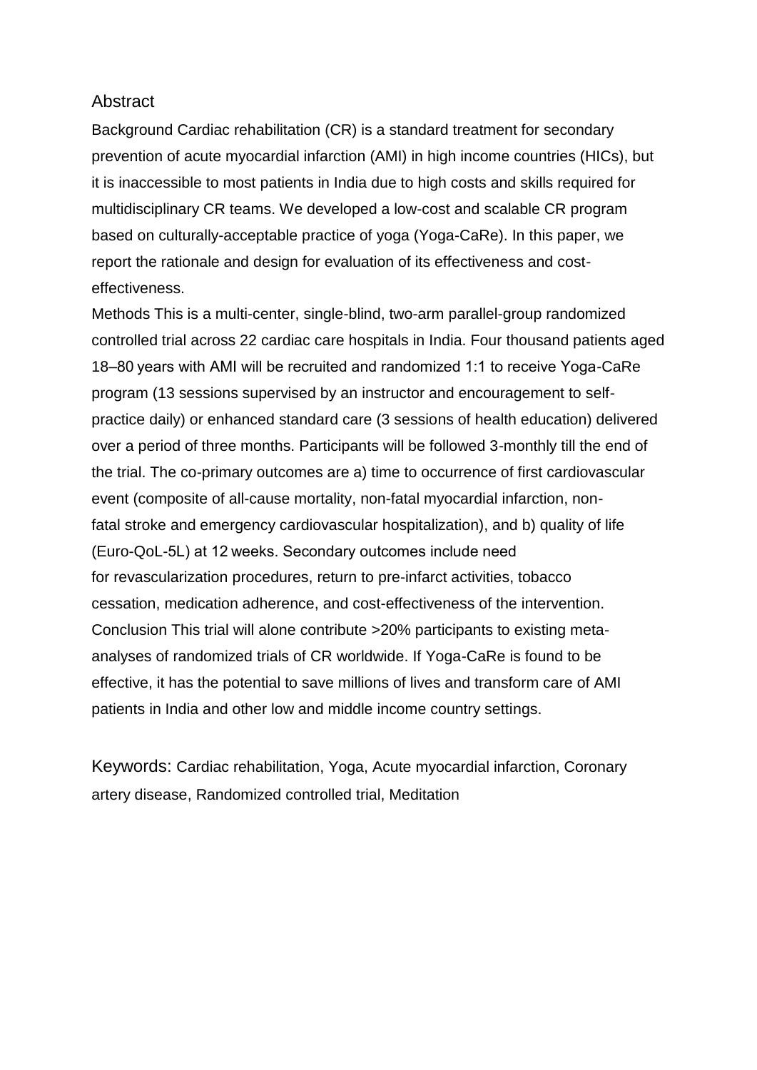## Abstract

Background Cardiac rehabilitation (CR) is a standard treatment for secondary prevention of acute myocardial infarction (AMI) in high income countries (HICs), but it is inaccessible to most patients in India due to high costs and skills required for multidisciplinary CR teams. We developed a low-cost and scalable CR program based on culturally-acceptable practice of yoga (Yoga-CaRe). In this paper, we report the rationale and design for evaluation of its effectiveness and cost-effectiveness.

Methods This is a multi-center, single-blind, two-arm parallel-group randomized controlled trial across 22 cardiac care hospitals in India. Four thousand patients aged 18–80 years with AMI will be recruited and randomized 1:1 to receive Yoga-CaRe program (13 sessions supervised by an instructor and encouragement to self-practice daily) or enhanced standard care (3 sessions of health education) delivered over a period of three months. Participants will be followed 3-monthly till the end of the trial. The co-primary outcomes are a) time to occurrence of first cardiovascular event (composite of all-cause mortality, non-fatal myocardial infarction, non-fatal stroke and emergency cardiovascular hospitalization), and b) quality of life (Euro-QoL-5L) at 12 weeks. Secondary outcomes include need for revascularization procedures, return to pre-infarct activities, tobacco cessation, medication adherence, and cost-effectiveness of the intervention.

Conclusion This trial will alone contribute >20% participants to existing meta-analyses of randomized trials of CR worldwide. If Yoga-CaRe is found to be effective, it has the potential to save millions of lives and transform care of AMI patients in India and other low and middle income country settings.

Keywords: Cardiac rehabilitation, Yoga, Acute myocardial infarction, Coronary artery disease, Randomized controlled trial, Meditation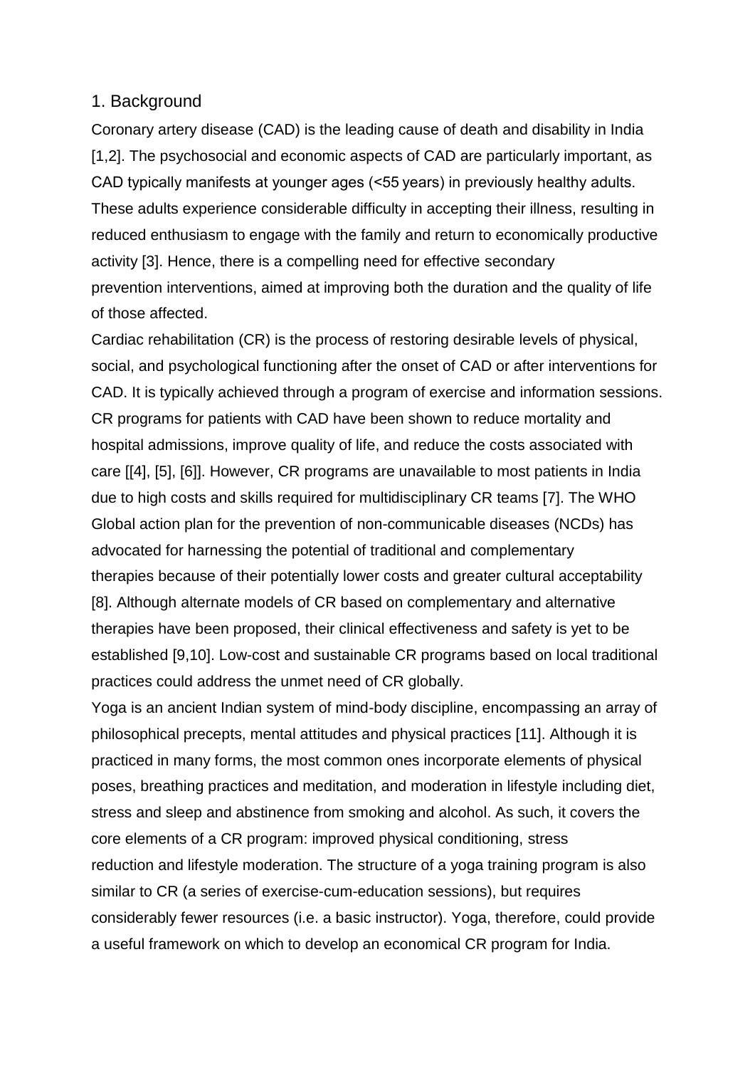## 1. Background

Coronary artery disease (CAD) is the leading cause of death and disability in India [1,2]. The psychosocial and economic aspects of CAD are particularly important, as CAD typically manifests at younger ages (<55 years) in previously healthy adults. These adults experience considerable difficulty in accepting their illness, resulting in reduced enthusiasm to engage with the family and return to economically productive activity [3]. Hence, there is a compelling need for effective secondary prevention interventions, aimed at improving both the duration and the quality of life of those affected.

Cardiac rehabilitation (CR) is the process of restoring desirable levels of physical, social, and psychological functioning after the onset of CAD or after interventions for CAD. It is typically achieved through a program of exercise and information sessions. CR programs for patients with CAD have been shown to reduce mortality and hospital admissions, improve quality of life, and reduce the costs associated with care [[4], [5], [6]]. However, CR programs are unavailable to most patients in India due to high costs and skills required for multidisciplinary CR teams [7]. The WHO Global action plan for the prevention of non-communicable diseases (NCDs) has advocated for harnessing the potential of traditional and complementary therapies because of their potentially lower costs and greater cultural acceptability [8]. Although alternate models of CR based on complementary and alternative therapies have been proposed, their clinical effectiveness and safety is yet to be established [9,10]. Low-cost and sustainable CR programs based on local traditional practices could address the unmet need of CR globally.

Yoga is an ancient Indian system of mind-body discipline, encompassing an array of philosophical precepts, mental attitudes and physical practices [11]. Although it is practiced in many forms, the most common ones incorporate elements of physical poses, breathing practices and meditation, and moderation in lifestyle including diet, stress and sleep and abstinence from smoking and alcohol. As such, it covers the core elements of a CR program: improved physical conditioning, stress reduction and lifestyle moderation. The structure of a yoga training program is also similar to CR (a series of exercise-cum-education sessions), but requires considerably fewer resources (i.e. a basic instructor). Yoga, therefore, could provide a useful framework on which to develop an economical CR program for India.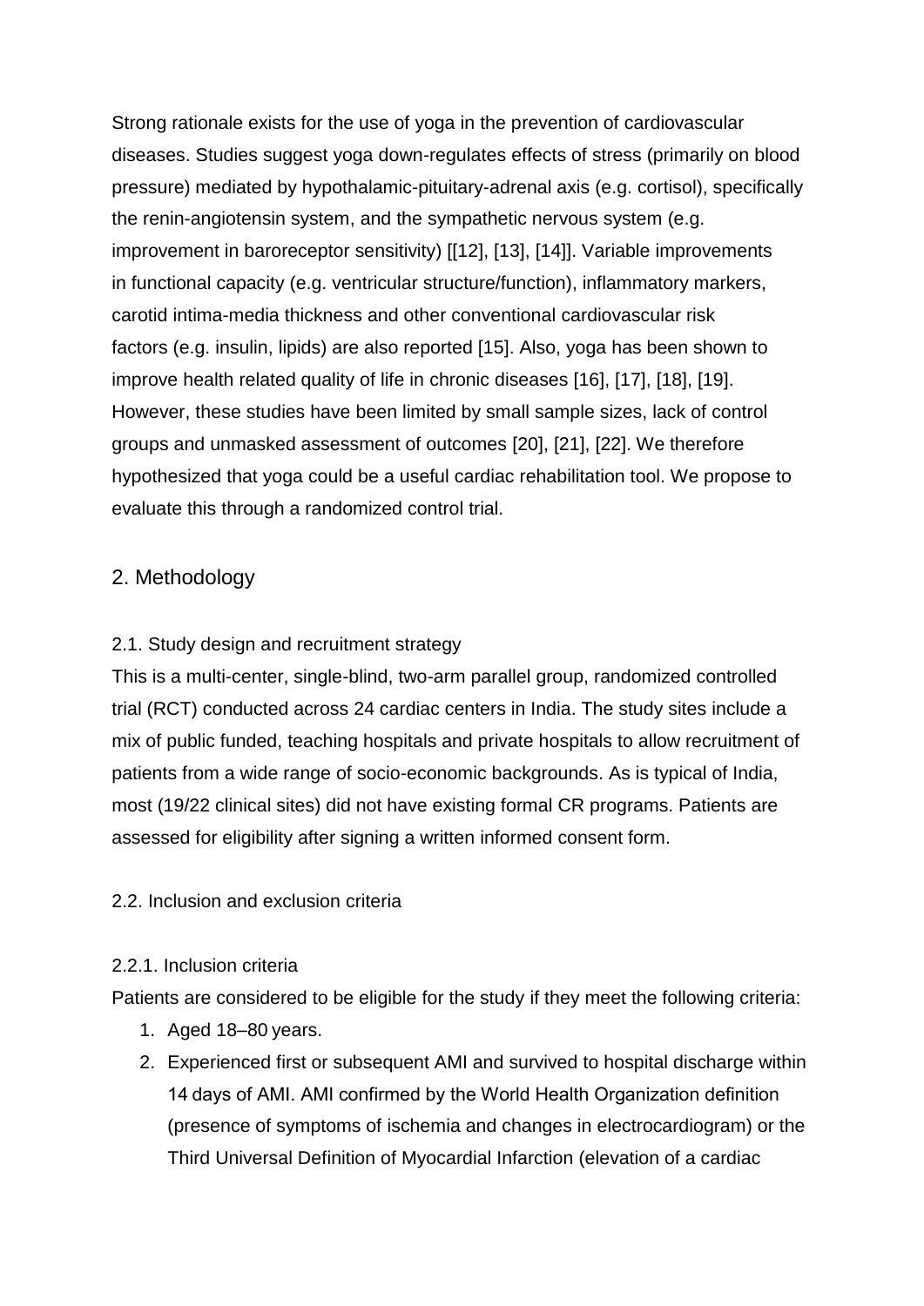Strong rationale exists for the use of yoga in the prevention of cardiovascular diseases. Studies suggest yoga down-regulates effects of stress (primarily on blood pressure) mediated by hypothalamic-pituitary-adrenal axis (e.g. cortisol), specifically the renin-angiotensin system, and the sympathetic nervous system (e.g. improvement in baroreceptor sensitivity) [[12], [13], [14]]. Variable improvements in functional capacity (e.g. ventricular structure/function), inflammatory markers, carotid intima-media thickness and other conventional cardiovascular risk factors (e.g. insulin, lipids) are also reported [15]. Also, yoga has been shown to improve health related quality of life in chronic diseases [16], [17], [18], [19]. However, these studies have been limited by small sample sizes, lack of control groups and unmasked assessment of outcomes [20], [21], [22]. We therefore hypothesized that yoga could be a useful cardiac rehabilitation tool. We propose to evaluate this through a randomized control trial.

## 2. Methodology

### 2.1. Study design and recruitment strategy

This is a multi-center, single-blind, two-arm parallel group, randomized controlled trial (RCT) conducted across 24 cardiac centers in India. The study sites include a mix of public funded, teaching hospitals and private hospitals to allow recruitment of patients from a wide range of socio-economic backgrounds. As is typical of India, most (19/22 clinical sites) did not have existing formal CR programs. Patients are assessed for eligibility after signing a written informed consent form.

### 2.2. Inclusion and exclusion criteria

#### 2.2.1. Inclusion criteria

Patients are considered to be eligible for the study if they meet the following criteria:

1. Aged 18–80 years.
2. Experienced first or subsequent AMI and survived to hospital discharge within 14 days of AMI. AMI confirmed by the World Health Organization definition (presence of symptoms of ischemia and changes in electrocardiogram) or the Third Universal Definition of Myocardial Infarction (elevation of a cardiac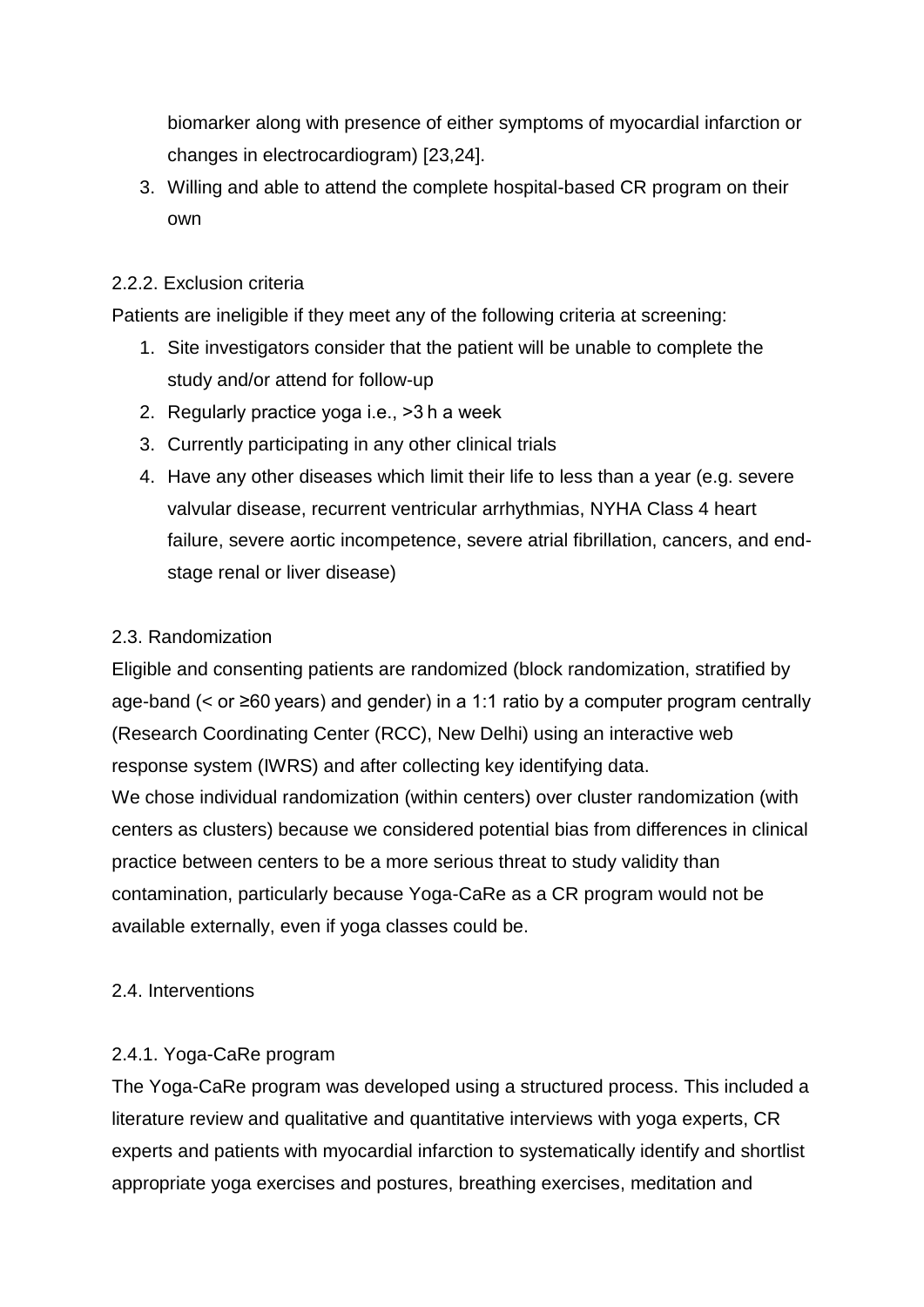biomarker along with presence of either symptoms of myocardial infarction or changes in electrocardiogram) [23,24].

3. Willing and able to attend the complete hospital-based CR program on their own

#### 2.2.2. Exclusion criteria

Patients are ineligible if they meet any of the following criteria at screening:

1. Site investigators consider that the patient will be unable to complete the study and/or attend for follow-up
2. Regularly practice yoga i.e., >3 h a week
3. Currently participating in any other clinical trials
4. Have any other diseases which limit their life to less than a year (e.g. severe valvular disease, recurrent ventricular arrhythmias, NYHA Class 4 heart failure, severe aortic incompetence, severe atrial fibrillation, cancers, and end-stage renal or liver disease)

### 2.3. Randomization

Eligible and consenting patients are randomized (block randomization, stratified by age-band (< or ≥60 years) and gender) in a 1:1 ratio by a computer program centrally (Research Coordinating Center (RCC), New Delhi) using an interactive web response system (IWRS) and after collecting key identifying data.

We chose individual randomization (within centers) over cluster randomization (with centers as clusters) because we considered potential bias from differences in clinical practice between centers to be a more serious threat to study validity than contamination, particularly because Yoga-CaRe as a CR program would not be available externally, even if yoga classes could be.

### 2.4. Interventions

#### 2.4.1. Yoga-CaRe program

The Yoga-CaRe program was developed using a structured process. This included a literature review and qualitative and quantitative interviews with yoga experts, CR experts and patients with myocardial infarction to systematically identify and shortlist appropriate yoga exercises and postures, breathing exercises, meditation and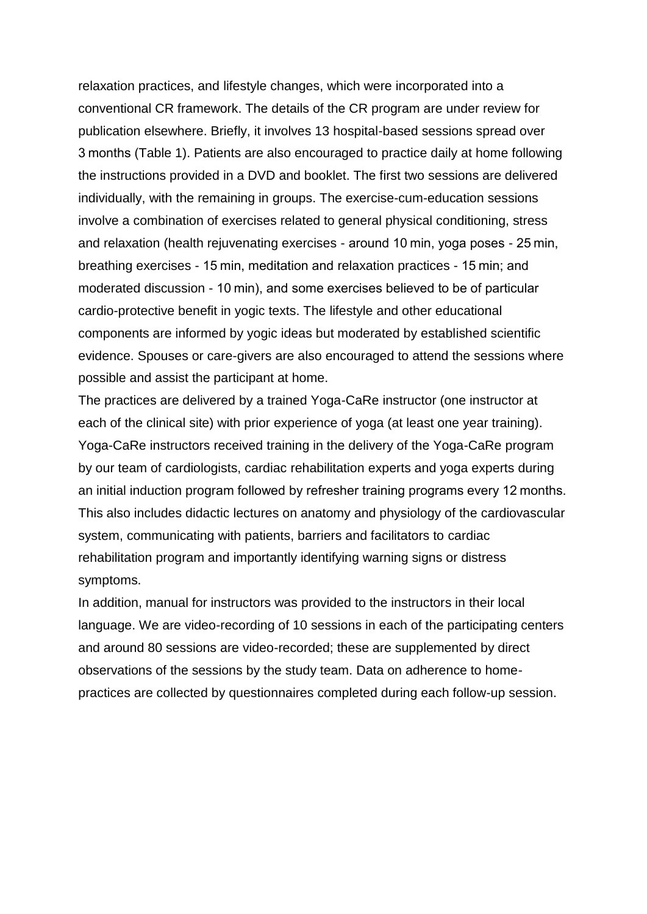relaxation practices, and lifestyle changes, which were incorporated into a conventional CR framework. The details of the CR program are under review for publication elsewhere. Briefly, it involves 13 hospital-based sessions spread over 3 months (Table 1). Patients are also encouraged to practice daily at home following the instructions provided in a DVD and booklet. The first two sessions are delivered individually, with the remaining in groups. The exercise-cum-education sessions involve a combination of exercises related to general physical conditioning, stress and relaxation (health rejuvenating exercises - around 10 min, yoga poses - 25 min, breathing exercises - 15 min, meditation and relaxation practices - 15 min; and moderated discussion - 10 min), and some exercises believed to be of particular cardio-protective benefit in yogic texts. The lifestyle and other educational components are informed by yogic ideas but moderated by established scientific evidence. Spouses or care-givers are also encouraged to attend the sessions where possible and assist the participant at home.

The practices are delivered by a trained Yoga-CaRe instructor (one instructor at each of the clinical site) with prior experience of yoga (at least one year training). Yoga-CaRe instructors received training in the delivery of the Yoga-CaRe program by our team of cardiologists, cardiac rehabilitation experts and yoga experts during an initial induction program followed by refresher training programs every 12 months. This also includes didactic lectures on anatomy and physiology of the cardiovascular system, communicating with patients, barriers and facilitators to cardiac rehabilitation program and importantly identifying warning signs or distress symptoms.

In addition, manual for instructors was provided to the instructors in their local language. We are video-recording of 10 sessions in each of the participating centers and around 80 sessions are video-recorded; these are supplemented by direct observations of the sessions by the study team. Data on adherence to home-practices are collected by questionnaires completed during each follow-up session.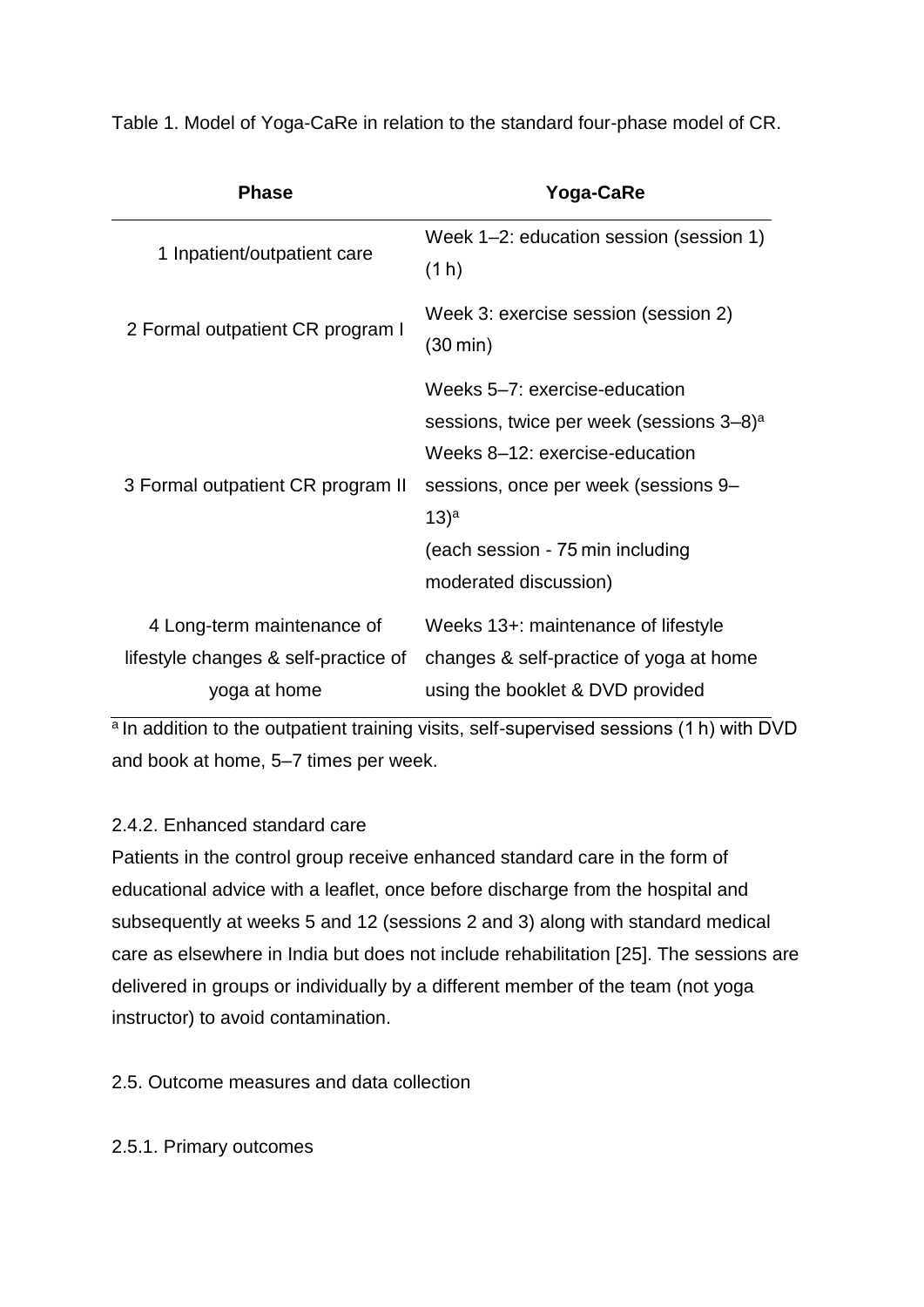Table 1. Model of Yoga-CaRe in relation to the standard four-phase model of CR.

| Phase | Yoga-CaRe |
|---|---|
| 1 Inpatient/outpatient care | Week 1–2: education session (session 1) (1 h) |
| 2 Formal outpatient CR program I | Week 3: exercise session (session 2) (30 min) |
| 3 Formal outpatient CR program II | Weeks 5–7: exercise-education sessions, twice per week (sessions 3–8)[a]<br>Weeks 8–12: exercise-education sessions, once per week (sessions 9–13)[a]<br>(each session - 75 min including moderated discussion) |
| 4 Long-term maintenance of lifestyle changes & self-practice of yoga at home | Weeks 13+: maintenance of lifestyle changes & self-practice of yoga at home using the booklet & DVD provided |

[a] In addition to the outpatient training visits, self-supervised sessions (1 h) with DVD and book at home, 5–7 times per week.

2.4.2. Enhanced standard care

Patients in the control group receive enhanced standard care in the form of educational advice with a leaflet, once before discharge from the hospital and subsequently at weeks 5 and 12 (sessions 2 and 3) along with standard medical care as elsewhere in India but does not include rehabilitation [25]. The sessions are delivered in groups or individually by a different member of the team (not yoga instructor) to avoid contamination.

2.5. Outcome measures and data collection

2.5.1. Primary outcomes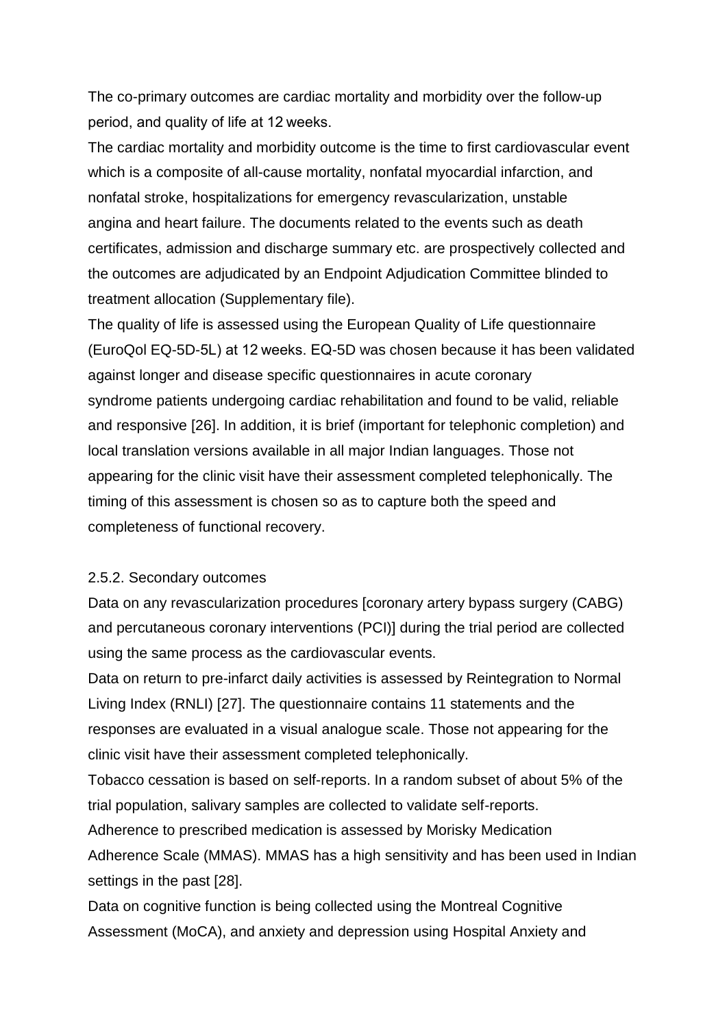The co-primary outcomes are cardiac mortality and morbidity over the follow-up period, and quality of life at 12 weeks.

The cardiac mortality and morbidity outcome is the time to first cardiovascular event which is a composite of all-cause mortality, nonfatal myocardial infarction, and nonfatal stroke, hospitalizations for emergency revascularization, unstable angina and heart failure. The documents related to the events such as death certificates, admission and discharge summary etc. are prospectively collected and the outcomes are adjudicated by an Endpoint Adjudication Committee blinded to treatment allocation (Supplementary file).

The quality of life is assessed using the European Quality of Life questionnaire (EuroQol EQ-5D-5L) at 12 weeks. EQ-5D was chosen because it has been validated against longer and disease specific questionnaires in acute coronary syndrome patients undergoing cardiac rehabilitation and found to be valid, reliable and responsive [26]. In addition, it is brief (important for telephonic completion) and local translation versions available in all major Indian languages. Those not appearing for the clinic visit have their assessment completed telephonically. The timing of this assessment is chosen so as to capture both the speed and completeness of functional recovery.

### 2.5.2. Secondary outcomes

Data on any revascularization procedures [coronary artery bypass surgery (CABG) and percutaneous coronary interventions (PCI)] during the trial period are collected using the same process as the cardiovascular events.

Data on return to pre-infarct daily activities is assessed by Reintegration to Normal Living Index (RNLI) [27]. The questionnaire contains 11 statements and the responses are evaluated in a visual analogue scale. Those not appearing for the clinic visit have their assessment completed telephonically.

Tobacco cessation is based on self-reports. In a random subset of about 5% of the trial population, salivary samples are collected to validate self-reports.

Adherence to prescribed medication is assessed by Morisky Medication Adherence Scale (MMAS). MMAS has a high sensitivity and has been used in Indian settings in the past [28].

Data on cognitive function is being collected using the Montreal Cognitive Assessment (MoCA), and anxiety and depression using Hospital Anxiety and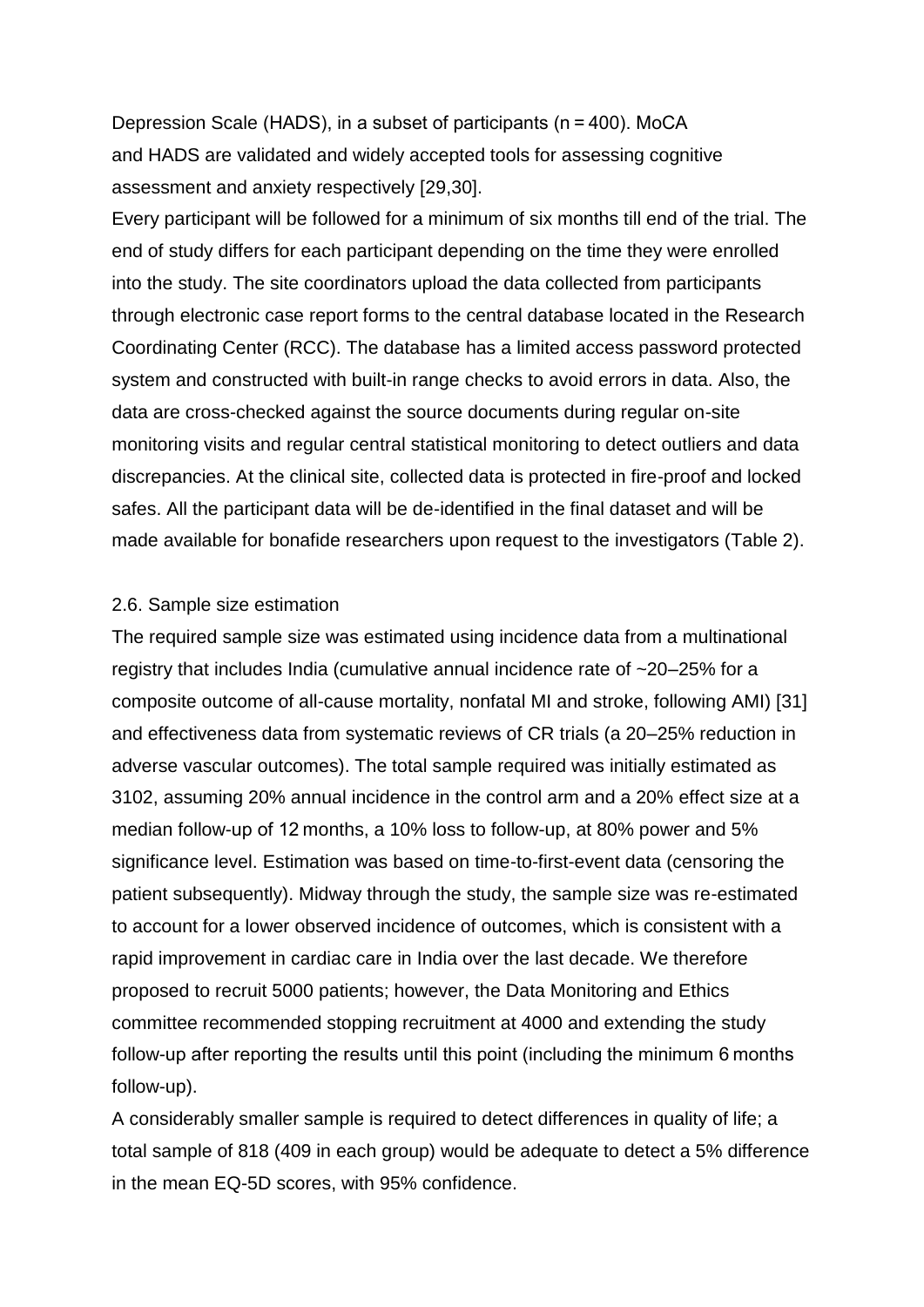Depression Scale (HADS), in a subset of participants (n = 400). MoCA and HADS are validated and widely accepted tools for assessing cognitive assessment and anxiety respectively [29,30].

Every participant will be followed for a minimum of six months till end of the trial. The end of study differs for each participant depending on the time they were enrolled into the study. The site coordinators upload the data collected from participants through electronic case report forms to the central database located in the Research Coordinating Center (RCC). The database has a limited access password protected system and constructed with built-in range checks to avoid errors in data. Also, the data are cross-checked against the source documents during regular on-site monitoring visits and regular central statistical monitoring to detect outliers and data discrepancies. At the clinical site, collected data is protected in fire-proof and locked safes. All the participant data will be de-identified in the final dataset and will be made available for bonafide researchers upon request to the investigators (Table 2).

## 2.6. Sample size estimation

The required sample size was estimated using incidence data from a multinational registry that includes India (cumulative annual incidence rate of ~20–25% for a composite outcome of all-cause mortality, nonfatal MI and stroke, following AMI) [31] and effectiveness data from systematic reviews of CR trials (a 20–25% reduction in adverse vascular outcomes). The total sample required was initially estimated as 3102, assuming 20% annual incidence in the control arm and a 20% effect size at a median follow-up of 12 months, a 10% loss to follow-up, at 80% power and 5% significance level. Estimation was based on time-to-first-event data (censoring the patient subsequently). Midway through the study, the sample size was re-estimated to account for a lower observed incidence of outcomes, which is consistent with a rapid improvement in cardiac care in India over the last decade. We therefore proposed to recruit 5000 patients; however, the Data Monitoring and Ethics committee recommended stopping recruitment at 4000 and extending the study follow-up after reporting the results until this point (including the minimum 6 months follow-up).

A considerably smaller sample is required to detect differences in quality of life; a total sample of 818 (409 in each group) would be adequate to detect a 5% difference in the mean EQ-5D scores, with 95% confidence.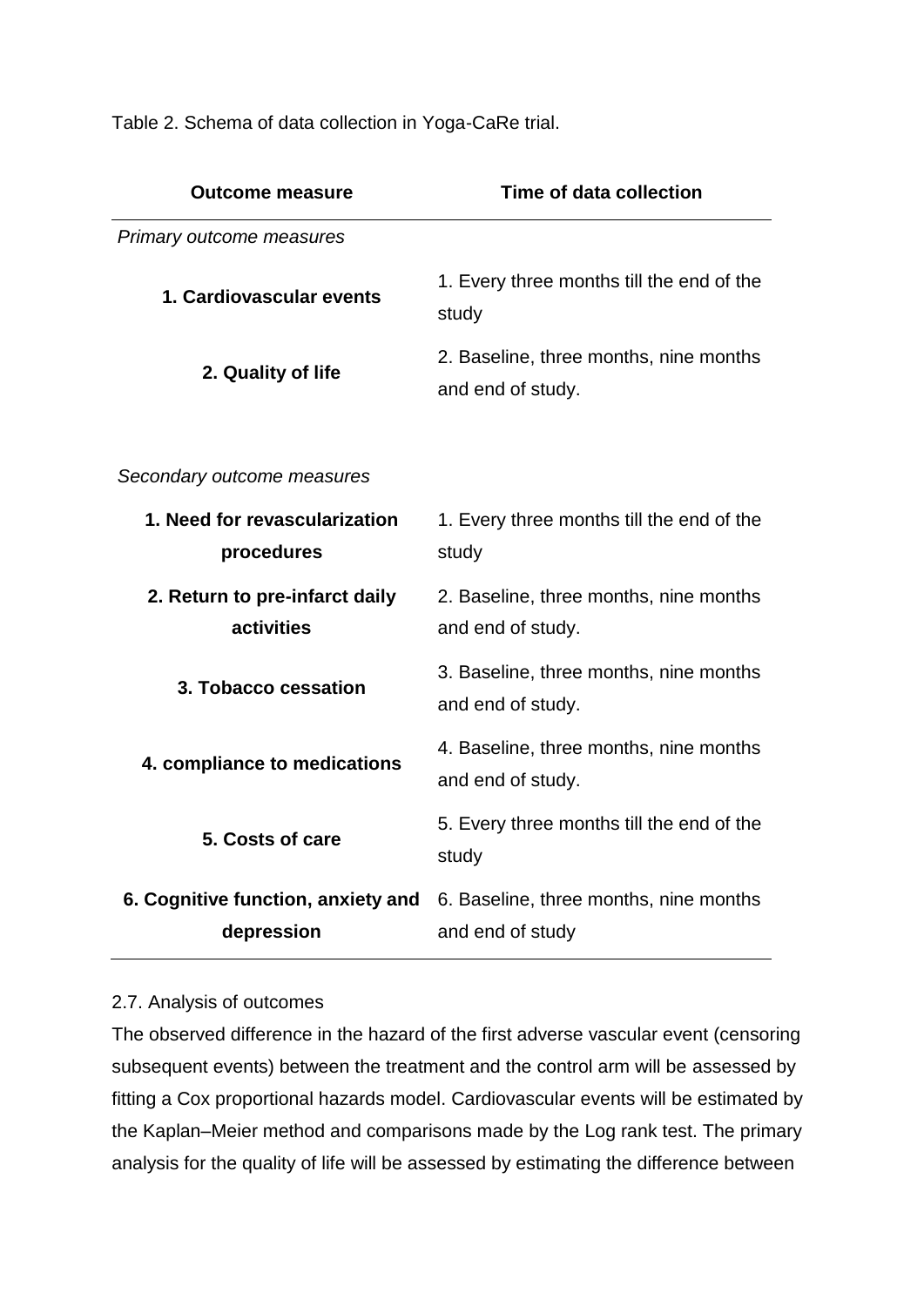Table 2. Schema of data collection in Yoga-CaRe trial.

| Outcome measure | Time of data collection |
|---|---|
| *Primary outcome measures* | |
| **1. Cardiovascular events** | 1. Every three months till the end of the study |
| **2. Quality of life** | 2. Baseline, three months, nine months and end of study. |
| *Secondary outcome measures* | |
| **1. Need for revascularization procedures** | 1. Every three months till the end of the study |
| **2. Return to pre-infarct daily activities** | 2. Baseline, three months, nine months and end of study. |
| **3. Tobacco cessation** | 3. Baseline, three months, nine months and end of study. |
| **4. compliance to medications** | 4. Baseline, three months, nine months and end of study. |
| **5. Costs of care** | 5. Every three months till the end of the study |
| **6. Cognitive function, anxiety and depression** | 6. Baseline, three months, nine months and end of study |

2.7. Analysis of outcomes

The observed difference in the hazard of the first adverse vascular event (censoring subsequent events) between the treatment and the control arm will be assessed by fitting a Cox proportional hazards model. Cardiovascular events will be estimated by the Kaplan–Meier method and comparisons made by the Log rank test. The primary analysis for the quality of life will be assessed by estimating the difference between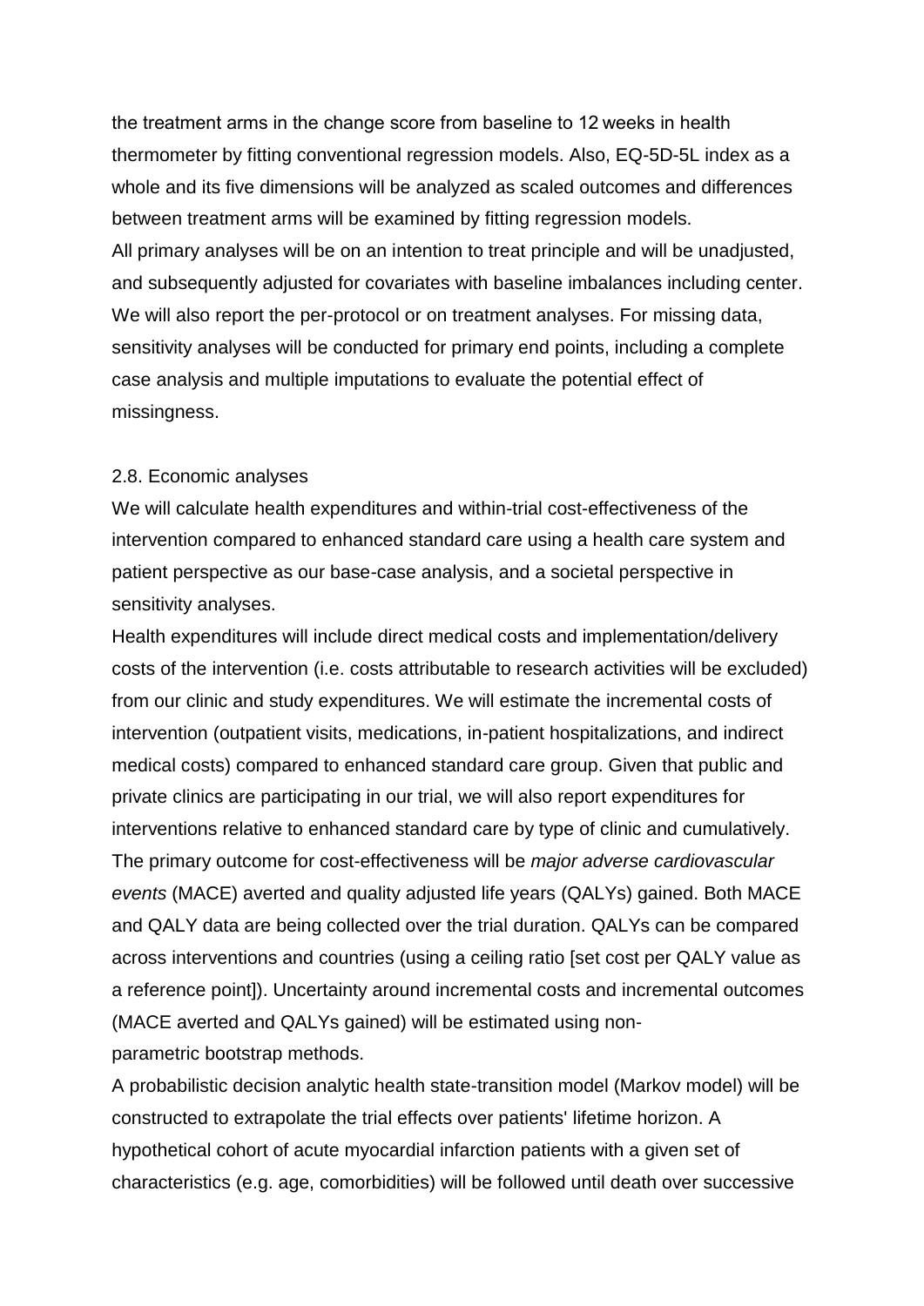the treatment arms in the change score from baseline to 12 weeks in health thermometer by fitting conventional regression models. Also, EQ-5D-5L index as a whole and its five dimensions will be analyzed as scaled outcomes and differences between treatment arms will be examined by fitting regression models.

All primary analyses will be on an intention to treat principle and will be unadjusted, and subsequently adjusted for covariates with baseline imbalances including center. We will also report the per-protocol or on treatment analyses. For missing data, sensitivity analyses will be conducted for primary end points, including a complete case analysis and multiple imputations to evaluate the potential effect of missingness.

## 2.8. Economic analyses

We will calculate health expenditures and within-trial cost-effectiveness of the intervention compared to enhanced standard care using a health care system and patient perspective as our base-case analysis, and a societal perspective in sensitivity analyses.

Health expenditures will include direct medical costs and implementation/delivery costs of the intervention (i.e. costs attributable to research activities will be excluded) from our clinic and study expenditures. We will estimate the incremental costs of intervention (outpatient visits, medications, in-patient hospitalizations, and indirect medical costs) compared to enhanced standard care group. Given that public and private clinics are participating in our trial, we will also report expenditures for interventions relative to enhanced standard care by type of clinic and cumulatively. The primary outcome for cost-effectiveness will be *major adverse cardiovascular events* (MACE) averted and quality adjusted life years (QALYs) gained. Both MACE and QALY data are being collected over the trial duration. QALYs can be compared across interventions and countries (using a ceiling ratio [set cost per QALY value as a reference point]). Uncertainty around incremental costs and incremental outcomes (MACE averted and QALYs gained) will be estimated using non-parametric bootstrap methods.

A probabilistic decision analytic health state-transition model (Markov model) will be constructed to extrapolate the trial effects over patients' lifetime horizon. A hypothetical cohort of acute myocardial infarction patients with a given set of characteristics (e.g. age, comorbidities) will be followed until death over successive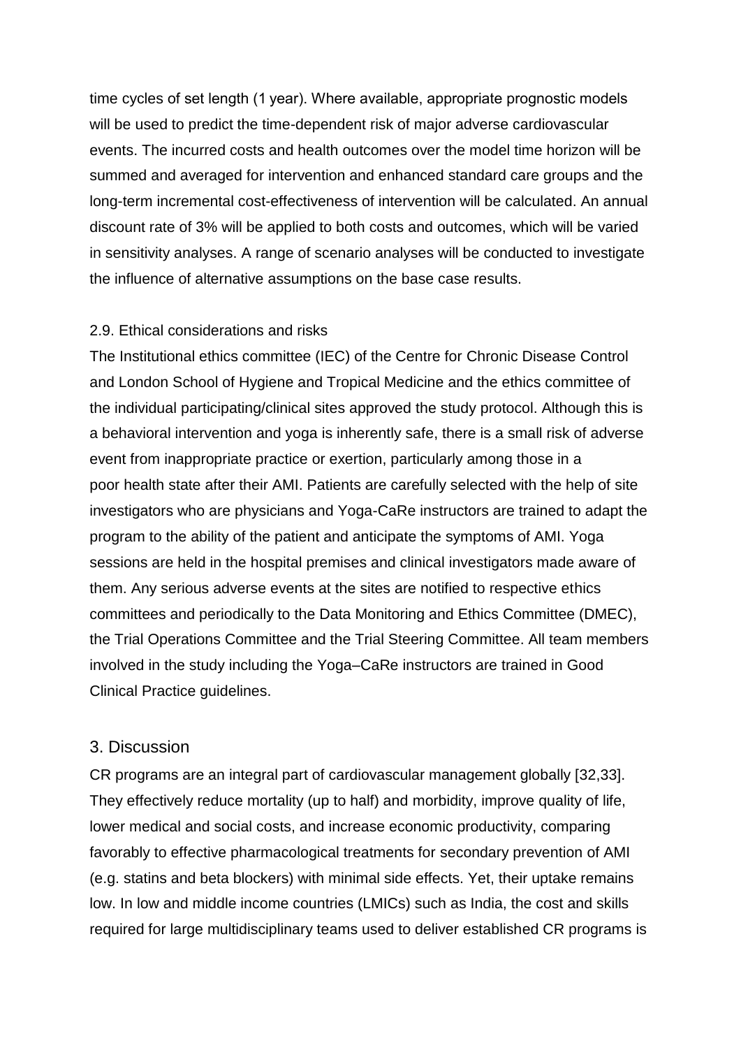time cycles of set length (1 year). Where available, appropriate prognostic models will be used to predict the time-dependent risk of major adverse cardiovascular events. The incurred costs and health outcomes over the model time horizon will be summed and averaged for intervention and enhanced standard care groups and the long-term incremental cost-effectiveness of intervention will be calculated. An annual discount rate of 3% will be applied to both costs and outcomes, which will be varied in sensitivity analyses. A range of scenario analyses will be conducted to investigate the influence of alternative assumptions on the base case results.

### 2.9. Ethical considerations and risks

The Institutional ethics committee (IEC) of the Centre for Chronic Disease Control and London School of Hygiene and Tropical Medicine and the ethics committee of the individual participating/clinical sites approved the study protocol. Although this is a behavioral intervention and yoga is inherently safe, there is a small risk of adverse event from inappropriate practice or exertion, particularly among those in a poor health state after their AMI. Patients are carefully selected with the help of site investigators who are physicians and Yoga-CaRe instructors are trained to adapt the program to the ability of the patient and anticipate the symptoms of AMI. Yoga sessions are held in the hospital premises and clinical investigators made aware of them. Any serious adverse events at the sites are notified to respective ethics committees and periodically to the Data Monitoring and Ethics Committee (DMEC), the Trial Operations Committee and the Trial Steering Committee. All team members involved in the study including the Yoga–CaRe instructors are trained in Good Clinical Practice guidelines.

## 3. Discussion

CR programs are an integral part of cardiovascular management globally [32,33]. They effectively reduce mortality (up to half) and morbidity, improve quality of life, lower medical and social costs, and increase economic productivity, comparing favorably to effective pharmacological treatments for secondary prevention of AMI (e.g. statins and beta blockers) with minimal side effects. Yet, their uptake remains low. In low and middle income countries (LMICs) such as India, the cost and skills required for large multidisciplinary teams used to deliver established CR programs is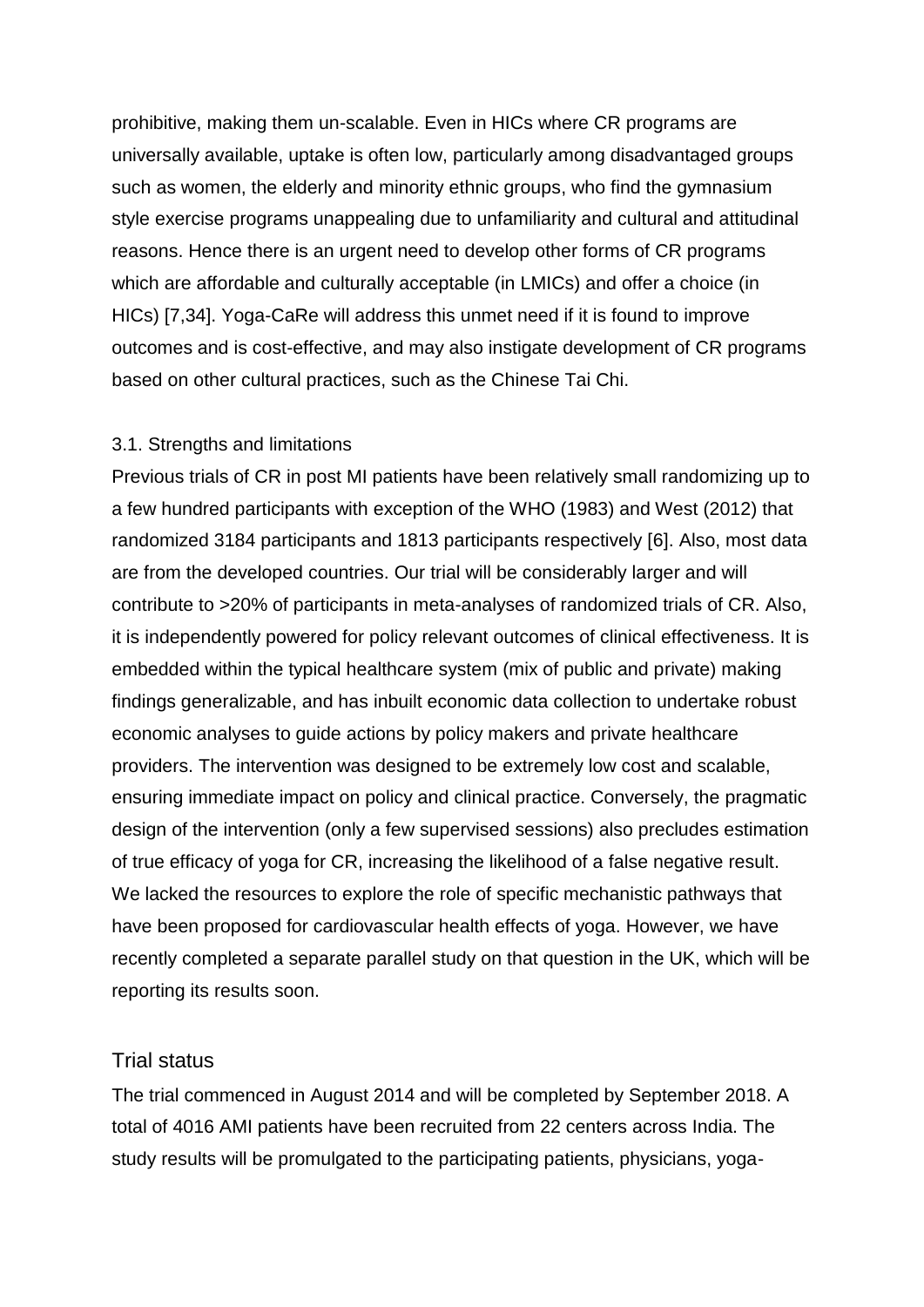prohibitive, making them un-scalable. Even in HICs where CR programs are universally available, uptake is often low, particularly among disadvantaged groups such as women, the elderly and minority ethnic groups, who find the gymnasium style exercise programs unappealing due to unfamiliarity and cultural and attitudinal reasons. Hence there is an urgent need to develop other forms of CR programs which are affordable and culturally acceptable (in LMICs) and offer a choice (in HICs) [7,34]. Yoga-CaRe will address this unmet need if it is found to improve outcomes and is cost-effective, and may also instigate development of CR programs based on other cultural practices, such as the Chinese Tai Chi.

### 3.1. Strengths and limitations

Previous trials of CR in post MI patients have been relatively small randomizing up to a few hundred participants with exception of the WHO (1983) and West (2012) that randomized 3184 participants and 1813 participants respectively [6]. Also, most data are from the developed countries. Our trial will be considerably larger and will contribute to >20% of participants in meta-analyses of randomized trials of CR. Also, it is independently powered for policy relevant outcomes of clinical effectiveness. It is embedded within the typical healthcare system (mix of public and private) making findings generalizable, and has inbuilt economic data collection to undertake robust economic analyses to guide actions by policy makers and private healthcare providers. The intervention was designed to be extremely low cost and scalable, ensuring immediate impact on policy and clinical practice. Conversely, the pragmatic design of the intervention (only a few supervised sessions) also precludes estimation of true efficacy of yoga for CR, increasing the likelihood of a false negative result. We lacked the resources to explore the role of specific mechanistic pathways that have been proposed for cardiovascular health effects of yoga. However, we have recently completed a separate parallel study on that question in the UK, which will be reporting its results soon.

## Trial status

The trial commenced in August 2014 and will be completed by September 2018. A total of 4016 AMI patients have been recruited from 22 centers across India. The study results will be promulgated to the participating patients, physicians, yoga-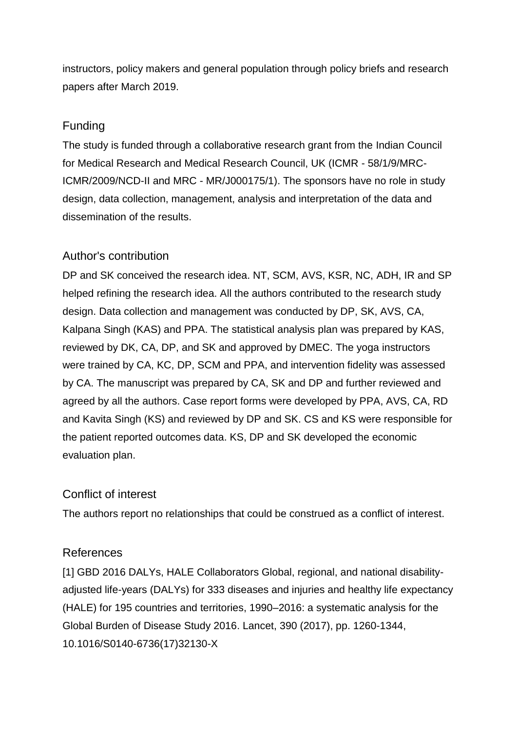instructors, policy makers and general population through policy briefs and research papers after March 2019.

## Funding

The study is funded through a collaborative research grant from the Indian Council for Medical Research and Medical Research Council, UK (ICMR - 58/1/9/MRC-ICMR/2009/NCD-II and MRC - MR/J000175/1). The sponsors have no role in study design, data collection, management, analysis and interpretation of the data and dissemination of the results.

## Author's contribution

DP and SK conceived the research idea. NT, SCM, AVS, KSR, NC, ADH, IR and SP helped refining the research idea. All the authors contributed to the research study design. Data collection and management was conducted by DP, SK, AVS, CA, Kalpana Singh (KAS) and PPA. The statistical analysis plan was prepared by KAS, reviewed by DK, CA, DP, and SK and approved by DMEC. The yoga instructors were trained by CA, KC, DP, SCM and PPA, and intervention fidelity was assessed by CA. The manuscript was prepared by CA, SK and DP and further reviewed and agreed by all the authors. Case report forms were developed by PPA, AVS, CA, RD and Kavita Singh (KS) and reviewed by DP and SK. CS and KS were responsible for the patient reported outcomes data. KS, DP and SK developed the economic evaluation plan.

## Conflict of interest

The authors report no relationships that could be construed as a conflict of interest.

## References

[1] GBD 2016 DALYs, HALE Collaborators Global, regional, and national disability-adjusted life-years (DALYs) for 333 diseases and injuries and healthy life expectancy (HALE) for 195 countries and territories, 1990–2016: a systematic analysis for the Global Burden of Disease Study 2016. Lancet, 390 (2017), pp. 1260-1344, 10.1016/S0140-6736(17)32130-X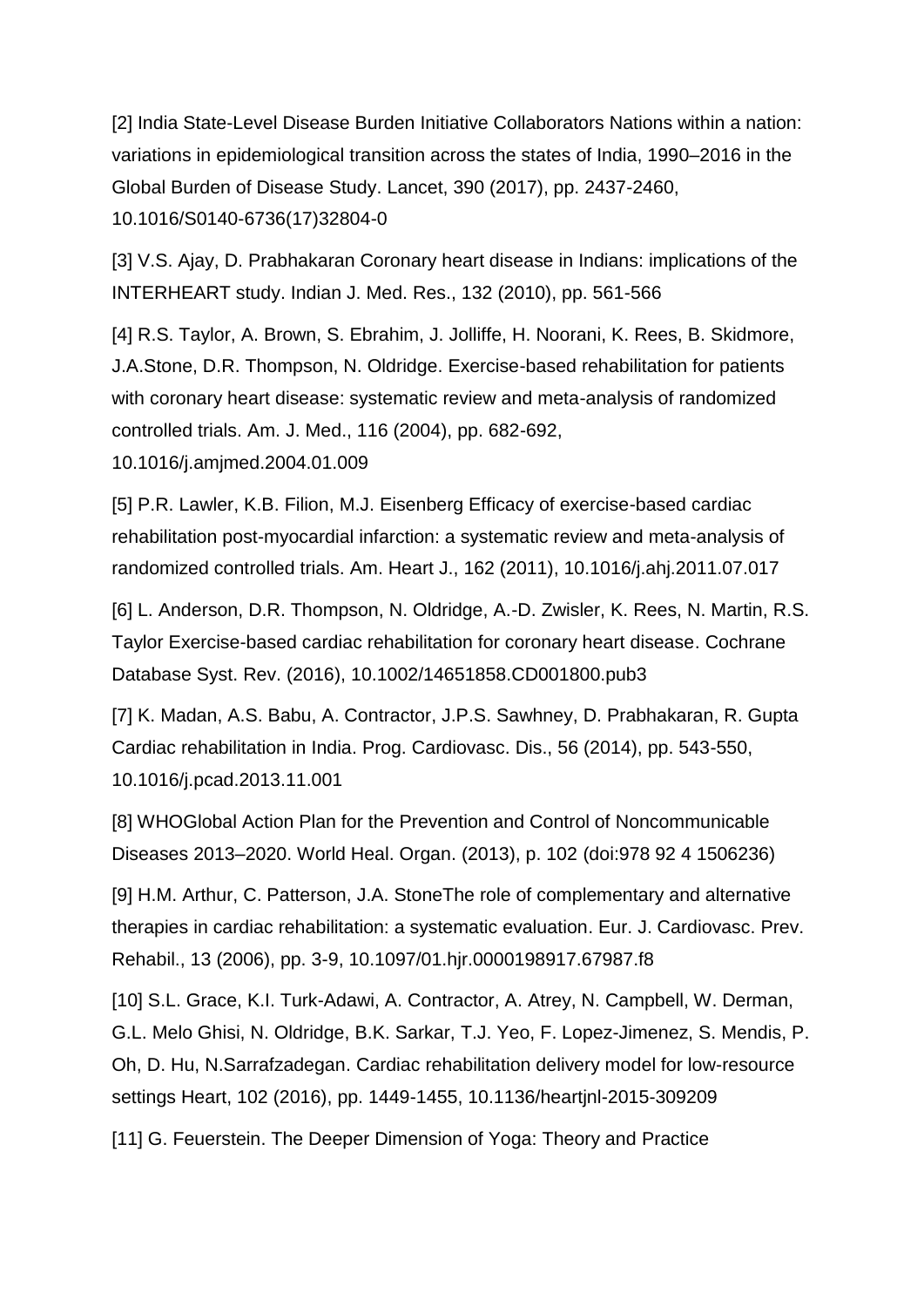[2] India State-Level Disease Burden Initiative Collaborators Nations within a nation: variations in epidemiological transition across the states of India, 1990–2016 in the Global Burden of Disease Study. Lancet, 390 (2017), pp. 2437-2460, 10.1016/S0140-6736(17)32804-0

[3] V.S. Ajay, D. Prabhakaran Coronary heart disease in Indians: implications of the INTERHEART study. Indian J. Med. Res., 132 (2010), pp. 561-566

[4] R.S. Taylor, A. Brown, S. Ebrahim, J. Jolliffe, H. Noorani, K. Rees, B. Skidmore, J.A.Stone, D.R. Thompson, N. Oldridge. Exercise-based rehabilitation for patients with coronary heart disease: systematic review and meta-analysis of randomized controlled trials. Am. J. Med., 116 (2004), pp. 682-692, 10.1016/j.amjmed.2004.01.009

[5] P.R. Lawler, K.B. Filion, M.J. Eisenberg Efficacy of exercise-based cardiac rehabilitation post-myocardial infarction: a systematic review and meta-analysis of randomized controlled trials. Am. Heart J., 162 (2011), 10.1016/j.ahj.2011.07.017

[6] L. Anderson, D.R. Thompson, N. Oldridge, A.-D. Zwisler, K. Rees, N. Martin, R.S. Taylor Exercise-based cardiac rehabilitation for coronary heart disease. Cochrane Database Syst. Rev. (2016), 10.1002/14651858.CD001800.pub3

[7] K. Madan, A.S. Babu, A. Contractor, J.P.S. Sawhney, D. Prabhakaran, R. Gupta Cardiac rehabilitation in India. Prog. Cardiovasc. Dis., 56 (2014), pp. 543-550, 10.1016/j.pcad.2013.11.001

[8] WHOGlobal Action Plan for the Prevention and Control of Noncommunicable Diseases 2013–2020. World Heal. Organ. (2013), p. 102 (doi:978 92 4 1506236)

[9] H.M. Arthur, C. Patterson, J.A. StoneThe role of complementary and alternative therapies in cardiac rehabilitation: a systematic evaluation. Eur. J. Cardiovasc. Prev. Rehabil., 13 (2006), pp. 3-9, 10.1097/01.hjr.0000198917.67987.f8

[10] S.L. Grace, K.I. Turk-Adawi, A. Contractor, A. Atrey, N. Campbell, W. Derman, G.L. Melo Ghisi, N. Oldridge, B.K. Sarkar, T.J. Yeo, F. Lopez-Jimenez, S. Mendis, P. Oh, D. Hu, N.Sarrafzadegan. Cardiac rehabilitation delivery model for low-resource settings Heart, 102 (2016), pp. 1449-1455, 10.1136/heartjnl-2015-309209

[11] G. Feuerstein. The Deeper Dimension of Yoga: Theory and Practice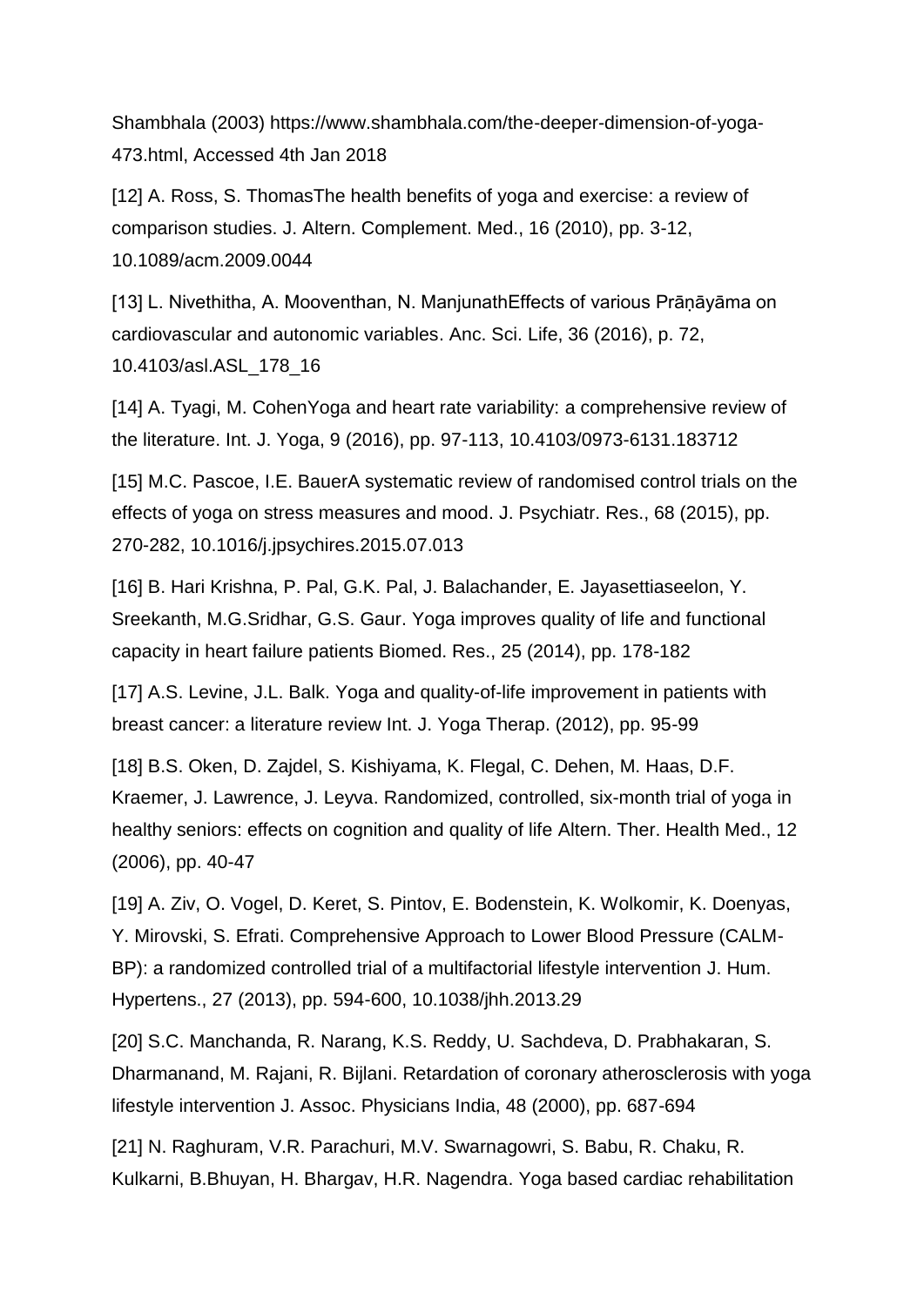Shambhala (2003) https://www.shambhala.com/the-deeper-dimension-of-yoga-473.html, Accessed 4th Jan 2018

[12] A. Ross, S. ThomasThe health benefits of yoga and exercise: a review of comparison studies. J. Altern. Complement. Med., 16 (2010), pp. 3-12, 10.1089/acm.2009.0044

[13] L. Nivethitha, A. Mooventhan, N. ManjunathEffects of various Prāṇāyāma on cardiovascular and autonomic variables. Anc. Sci. Life, 36 (2016), p. 72, 10.4103/asl.ASL_178_16

[14] A. Tyagi, M. CohenYoga and heart rate variability: a comprehensive review of the literature. Int. J. Yoga, 9 (2016), pp. 97-113, 10.4103/0973-6131.183712

[15] M.C. Pascoe, I.E. BauerA systematic review of randomised control trials on the effects of yoga on stress measures and mood. J. Psychiatr. Res., 68 (2015), pp. 270-282, 10.1016/j.jpsychires.2015.07.013

[16] B. Hari Krishna, P. Pal, G.K. Pal, J. Balachander, E. Jayasettiaseelon, Y. Sreekanth, M.G.Sridhar, G.S. Gaur. Yoga improves quality of life and functional capacity in heart failure patients Biomed. Res., 25 (2014), pp. 178-182

[17] A.S. Levine, J.L. Balk. Yoga and quality-of-life improvement in patients with breast cancer: a literature review Int. J. Yoga Therap. (2012), pp. 95-99

[18] B.S. Oken, D. Zajdel, S. Kishiyama, K. Flegal, C. Dehen, M. Haas, D.F. Kraemer, J. Lawrence, J. Leyva. Randomized, controlled, six-month trial of yoga in healthy seniors: effects on cognition and quality of life Altern. Ther. Health Med., 12 (2006), pp. 40-47

[19] A. Ziv, O. Vogel, D. Keret, S. Pintov, E. Bodenstein, K. Wolkomir, K. Doenyas, Y. Mirovski, S. Efrati. Comprehensive Approach to Lower Blood Pressure (CALM-BP): a randomized controlled trial of a multifactorial lifestyle intervention J. Hum. Hypertens., 27 (2013), pp. 594-600, 10.1038/jhh.2013.29

[20] S.C. Manchanda, R. Narang, K.S. Reddy, U. Sachdeva, D. Prabhakaran, S. Dharmanand, M. Rajani, R. Bijlani. Retardation of coronary atherosclerosis with yoga lifestyle intervention J. Assoc. Physicians India, 48 (2000), pp. 687-694

[21] N. Raghuram, V.R. Parachuri, M.V. Swarnagowri, S. Babu, R. Chaku, R. Kulkarni, B.Bhuyan, H. Bhargav, H.R. Nagendra. Yoga based cardiac rehabilitation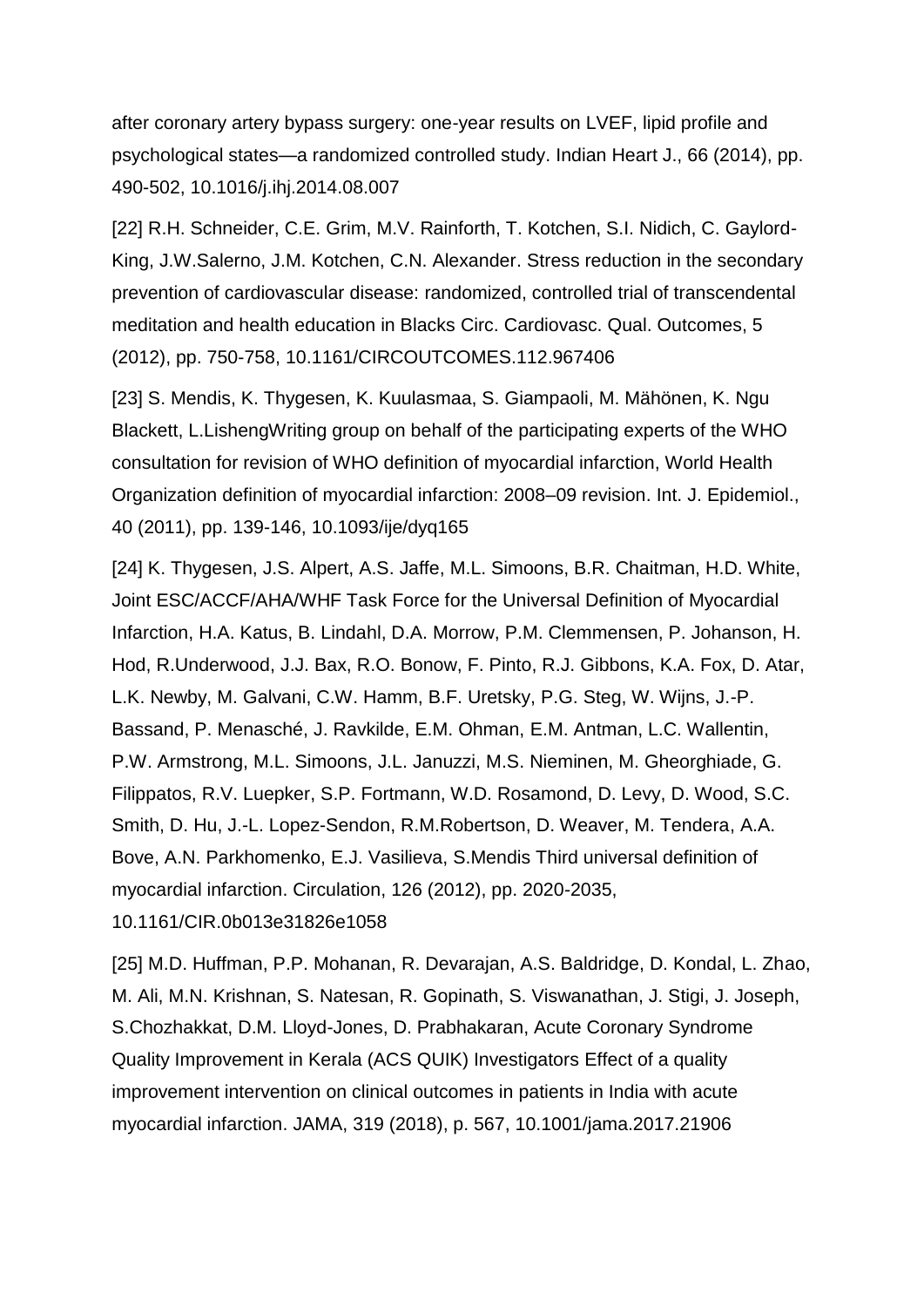after coronary artery bypass surgery: one-year results on LVEF, lipid profile and psychological states—a randomized controlled study. Indian Heart J., 66 (2014), pp. 490-502, 10.1016/j.ihj.2014.08.007

[22] R.H. Schneider, C.E. Grim, M.V. Rainforth, T. Kotchen, S.I. Nidich, C. Gaylord-King, J.W.Salerno, J.M. Kotchen, C.N. Alexander. Stress reduction in the secondary prevention of cardiovascular disease: randomized, controlled trial of transcendental meditation and health education in Blacks Circ. Cardiovasc. Qual. Outcomes, 5 (2012), pp. 750-758, 10.1161/CIRCOUTCOMES.112.967406

[23] S. Mendis, K. Thygesen, K. Kuulasmaa, S. Giampaoli, M. Mähönen, K. Ngu Blackett, L.LishengWriting group on behalf of the participating experts of the WHO consultation for revision of WHO definition of myocardial infarction, World Health Organization definition of myocardial infarction: 2008–09 revision. Int. J. Epidemiol., 40 (2011), pp. 139-146, 10.1093/ije/dyq165

[24] K. Thygesen, J.S. Alpert, A.S. Jaffe, M.L. Simoons, B.R. Chaitman, H.D. White, Joint ESC/ACCF/AHA/WHF Task Force for the Universal Definition of Myocardial Infarction, H.A. Katus, B. Lindahl, D.A. Morrow, P.M. Clemmensen, P. Johanson, H. Hod, R.Underwood, J.J. Bax, R.O. Bonow, F. Pinto, R.J. Gibbons, K.A. Fox, D. Atar, L.K. Newby, M. Galvani, C.W. Hamm, B.F. Uretsky, P.G. Steg, W. Wijns, J.-P. Bassand, P. Menasché, J. Ravkilde, E.M. Ohman, E.M. Antman, L.C. Wallentin, P.W. Armstrong, M.L. Simoons, J.L. Januzzi, M.S. Nieminen, M. Gheorghiade, G. Filippatos, R.V. Luepker, S.P. Fortmann, W.D. Rosamond, D. Levy, D. Wood, S.C. Smith, D. Hu, J.-L. Lopez-Sendon, R.M.Robertson, D. Weaver, M. Tendera, A.A. Bove, A.N. Parkhomenko, E.J. Vasilieva, S.Mendis Third universal definition of myocardial infarction. Circulation, 126 (2012), pp. 2020-2035, 10.1161/CIR.0b013e31826e1058

[25] M.D. Huffman, P.P. Mohanan, R. Devarajan, A.S. Baldridge, D. Kondal, L. Zhao, M. Ali, M.N. Krishnan, S. Natesan, R. Gopinath, S. Viswanathan, J. Stigi, J. Joseph, S.Chozhakkat, D.M. Lloyd-Jones, D. Prabhakaran, Acute Coronary Syndrome Quality Improvement in Kerala (ACS QUIK) Investigators Effect of a quality improvement intervention on clinical outcomes in patients in India with acute myocardial infarction. JAMA, 319 (2018), p. 567, 10.1001/jama.2017.21906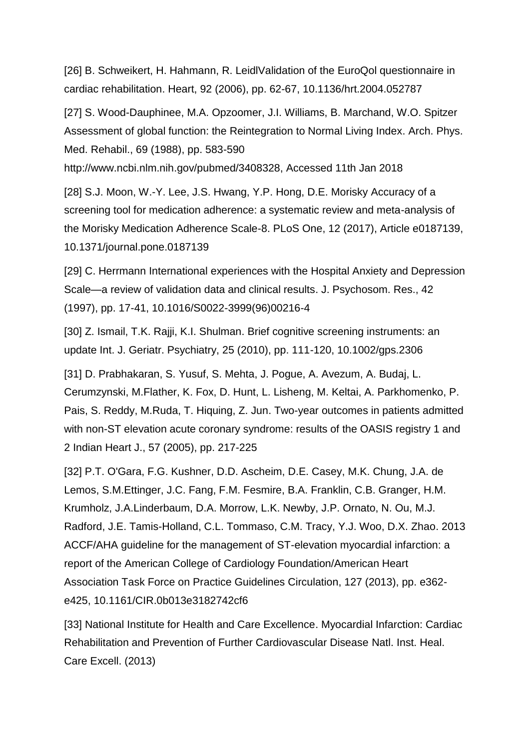[26] B. Schweikert, H. Hahmann, R. LeidlValidation of the EuroQol questionnaire in cardiac rehabilitation. Heart, 92 (2006), pp. 62-67, 10.1136/hrt.2004.052787

[27] S. Wood-Dauphinee, M.A. Opzoomer, J.I. Williams, B. Marchand, W.O. Spitzer Assessment of global function: the Reintegration to Normal Living Index. Arch. Phys. Med. Rehabil., 69 (1988), pp. 583-590 http://www.ncbi.nlm.nih.gov/pubmed/3408328, Accessed 11th Jan 2018

[28] S.J. Moon, W.-Y. Lee, J.S. Hwang, Y.P. Hong, D.E. Morisky Accuracy of a screening tool for medication adherence: a systematic review and meta-analysis of the Morisky Medication Adherence Scale-8. PLoS One, 12 (2017), Article e0187139, 10.1371/journal.pone.0187139

[29] C. Herrmann International experiences with the Hospital Anxiety and Depression Scale—a review of validation data and clinical results. J. Psychosom. Res., 42 (1997), pp. 17-41, 10.1016/S0022-3999(96)00216-4

[30] Z. Ismail, T.K. Rajji, K.I. Shulman. Brief cognitive screening instruments: an update Int. J. Geriatr. Psychiatry, 25 (2010), pp. 111-120, 10.1002/gps.2306

[31] D. Prabhakaran, S. Yusuf, S. Mehta, J. Pogue, A. Avezum, A. Budaj, L. Cerumzynski, M.Flather, K. Fox, D. Hunt, L. Lisheng, M. Keltai, A. Parkhomenko, P. Pais, S. Reddy, M.Ruda, T. Hiquing, Z. Jun. Two-year outcomes in patients admitted with non-ST elevation acute coronary syndrome: results of the OASIS registry 1 and 2 Indian Heart J., 57 (2005), pp. 217-225

[32] P.T. O'Gara, F.G. Kushner, D.D. Ascheim, D.E. Casey, M.K. Chung, J.A. de Lemos, S.M.Ettinger, J.C. Fang, F.M. Fesmire, B.A. Franklin, C.B. Granger, H.M. Krumholz, J.A.Linderbaum, D.A. Morrow, L.K. Newby, J.P. Ornato, N. Ou, M.J. Radford, J.E. Tamis-Holland, C.L. Tommaso, C.M. Tracy, Y.J. Woo, D.X. Zhao. 2013 ACCF/AHA guideline for the management of ST-elevation myocardial infarction: a report of the American College of Cardiology Foundation/American Heart Association Task Force on Practice Guidelines Circulation, 127 (2013), pp. e362-e425, 10.1161/CIR.0b013e3182742cf6

[33] National Institute for Health and Care Excellence. Myocardial Infarction: Cardiac Rehabilitation and Prevention of Further Cardiovascular Disease Natl. Inst. Heal. Care Excell. (2013)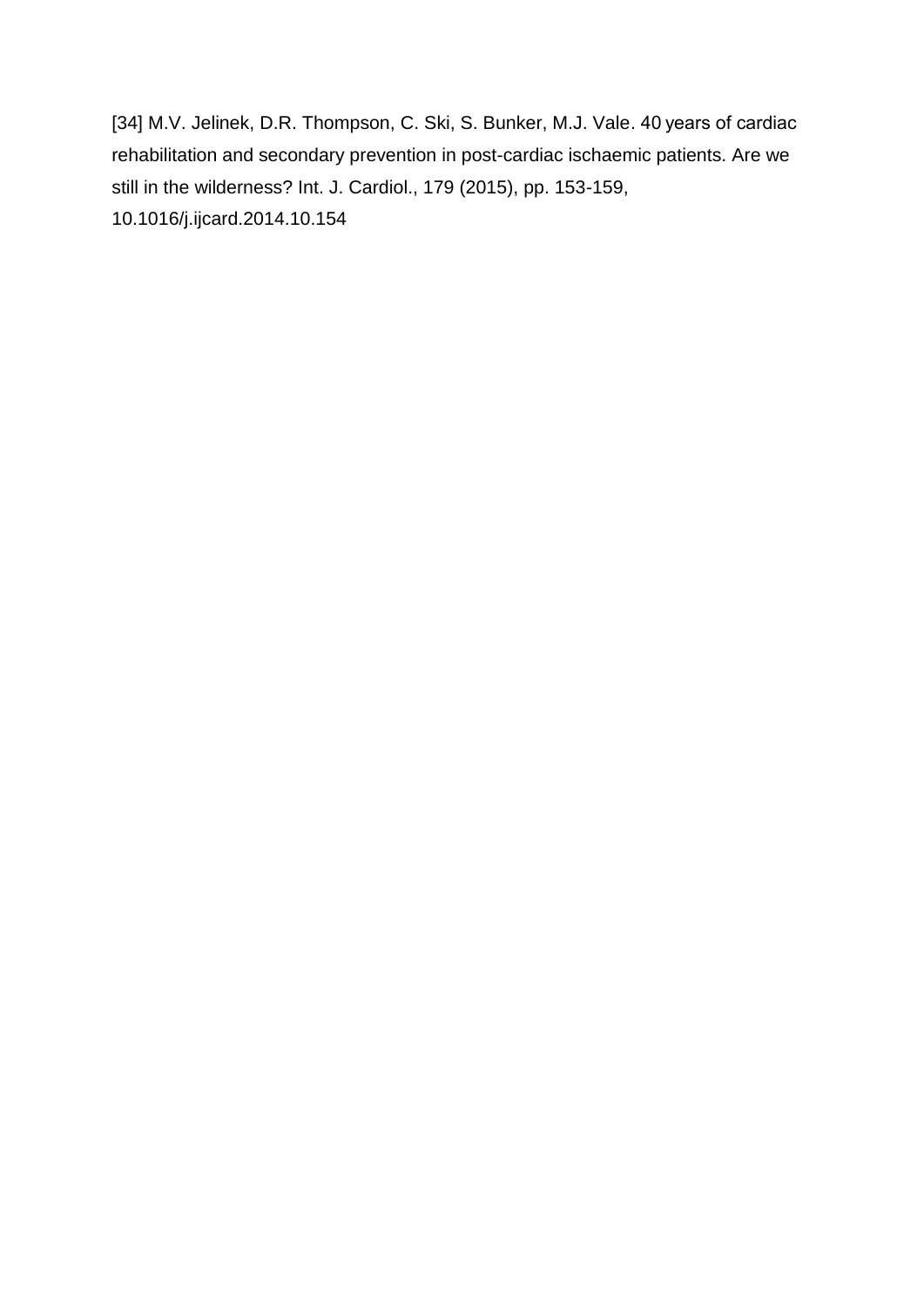[34] M.V. Jelinek, D.R. Thompson, C. Ski, S. Bunker, M.J. Vale. 40 years of cardiac rehabilitation and secondary prevention in post-cardiac ischaemic patients. Are we still in the wilderness? Int. J. Cardiol., 179 (2015), pp. 153-159, 10.1016/j.ijcard.2014.10.154